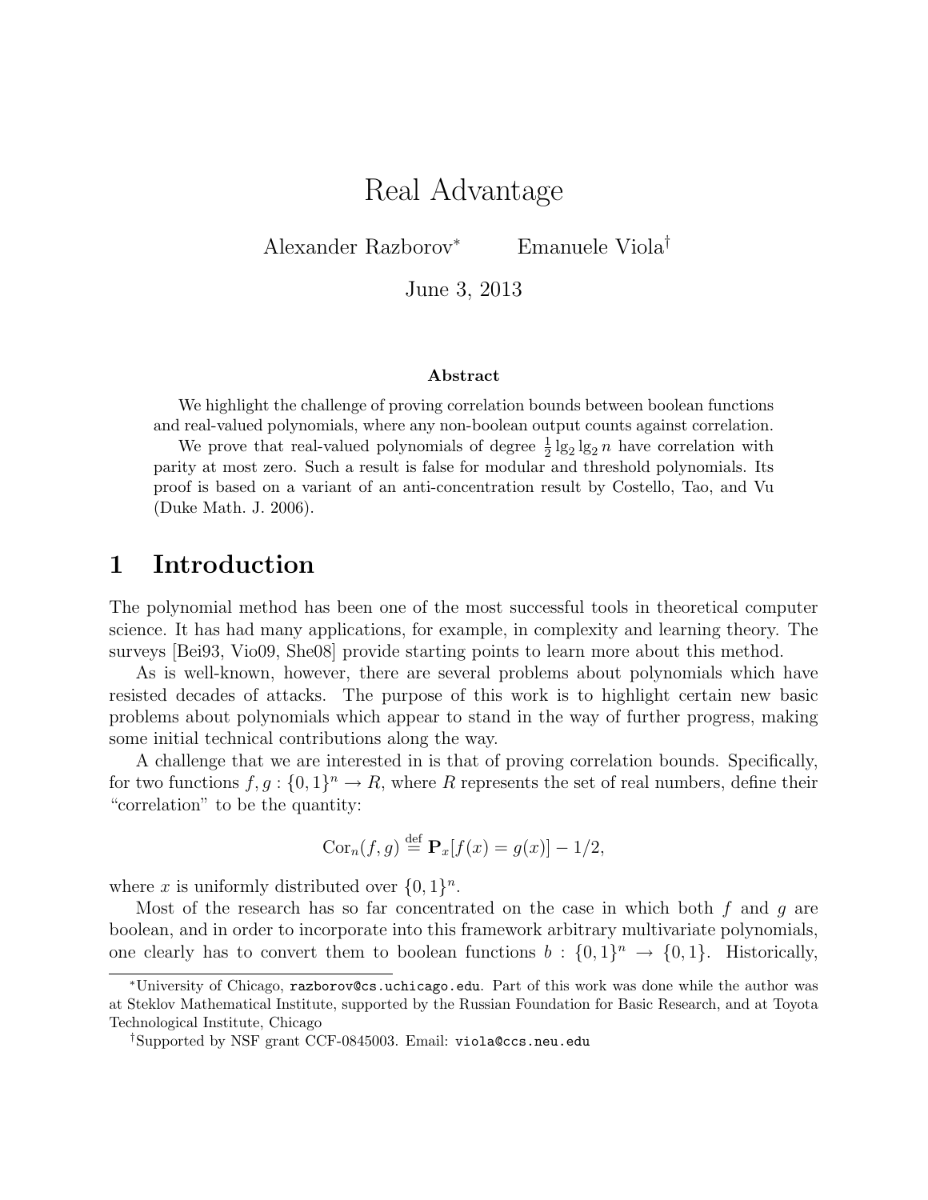# Real Advantage

Alexander Razborov[*] Emanuele Viola[†]

June 3, 2013

**Abstract**

We highlight the challenge of proving correlation bounds between boolean functions and real-valued polynomials, where any non-boolean output counts against correlation.

We prove that real-valued polynomials of degree $\frac{1}{2} \lg_2 \lg_2 n$ have correlation with parity at most zero. Such a result is false for modular and threshold polynomials. Its proof is based on a variant of an anti-concentration result by Costello, Tao, and Vu (Duke Math. J. 2006).

## 1 Introduction

The polynomial method has been one of the most successful tools in theoretical computer science. It has had many applications, for example, in complexity and learning theory. The surveys [Bei93, Vio09, She08] provide starting points to learn more about this method.

As is well-known, however, there are several problems about polynomials which have resisted decades of attacks. The purpose of this work is to highlight certain new basic problems about polynomials which appear to stand in the way of further progress, making some initial technical contributions along the way.

A challenge that we are interested in is that of proving correlation bounds. Specifically, for two functions $f, g : \{0, 1\}^n \to R$, where $R$ represents the set of real numbers, define their "correlation" to be the quantity:

$$\mathrm{Cor}_n(f, g) \stackrel{\mathrm{def}}{=} \mathbf{P}_x[f(x) = g(x)] - 1/2,$$

where $x$ is uniformly distributed over $\{0, 1\}^n$.

Most of the research has so far concentrated on the case in which both $f$ and $g$ are boolean, and in order to incorporate into this framework arbitrary multivariate polynomials, one clearly has to convert them to boolean functions $b : \{0, 1\}^n \to \{0, 1\}$. Historically,

---

[*] University of Chicago, razborov@cs.uchicago.edu. Part of this work was done while the author was at Steklov Mathematical Institute, supported by the Russian Foundation for Basic Research, and at Toyota Technological Institute, Chicago

[†] Supported by NSF grant CCF-0845003. Email: viola@ccs.neu.edu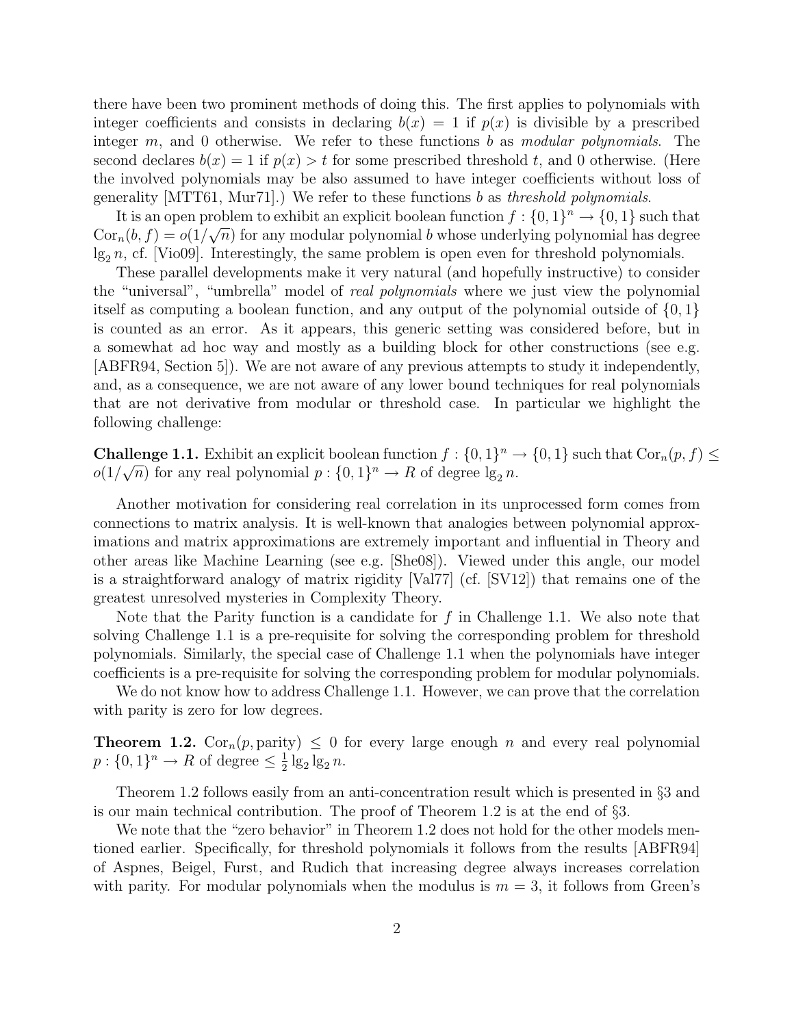there have been two prominent methods of doing this. The first applies to polynomials with integer coefficients and consists in declaring $b(x) = 1$ if $p(x)$ is divisible by a prescribed integer $m$, and 0 otherwise. We refer to these functions $b$ as *modular polynomials*. The second declares $b(x) = 1$ if $p(x) > t$ for some prescribed threshold $t$, and 0 otherwise. (Here the involved polynomials may be also assumed to have integer coefficients without loss of generality [MTT61, Mur71].) We refer to these functions $b$ as *threshold polynomials*.

It is an open problem to exhibit an explicit boolean function $f : \{0,1\}^n \to \{0,1\}$ such that $\mathrm{Cor}_n(b, f) = o(1/\sqrt{n})$ for any modular polynomial $b$ whose underlying polynomial has degree $\lg_2 n$, cf. [Vio09]. Interestingly, the same problem is open even for threshold polynomials.

These parallel developments make it very natural (and hopefully instructive) to consider the "universal", "umbrella" model of *real polynomials* where we just view the polynomial itself as computing a boolean function, and any output of the polynomial outside of $\{0,1\}$ is counted as an error. As it appears, this generic setting was considered before, but in a somewhat ad hoc way and mostly as a building block for other constructions (see e.g. [ABFR94, Section 5]). We are not aware of any previous attempts to study it independently, and, as a consequence, we are not aware of any lower bound techniques for real polynomials that are not derivative from modular or threshold case. In particular we highlight the following challenge:

**Challenge 1.1.** Exhibit an explicit boolean function $f : \{0,1\}^n \to \{0,1\}$ such that $\mathrm{Cor}_n(p, f) \leq o(1/\sqrt{n})$ for any real polynomial $p : \{0,1\}^n \to R$ of degree $\lg_2 n$.

Another motivation for considering real correlation in its unprocessed form comes from connections to matrix analysis. It is well-known that analogies between polynomial approximations and matrix approximations are extremely important and influential in Theory and other areas like Machine Learning (see e.g. [She08]). Viewed under this angle, our model is a straightforward analogy of matrix rigidity [Val77] (cf. [SV12]) that remains one of the greatest unresolved mysteries in Complexity Theory.

Note that the Parity function is a candidate for $f$ in Challenge 1.1. We also note that solving Challenge 1.1 is a pre-requisite for solving the corresponding problem for threshold polynomials. Similarly, the special case of Challenge 1.1 when the polynomials have integer coefficients is a pre-requisite for solving the corresponding problem for modular polynomials.

We do not know how to address Challenge 1.1. However, we can prove that the correlation with parity is zero for low degrees.

**Theorem 1.2.** $\mathrm{Cor}_n(p, \mathrm{parity}) \leq 0$ for every large enough $n$ and every real polynomial $p : \{0,1\}^n \to R$ of degree $\leq \frac{1}{2} \lg_2 \lg_2 n$.

Theorem 1.2 follows easily from an anti-concentration result which is presented in §3 and is our main technical contribution. The proof of Theorem 1.2 is at the end of §3.

We note that the "zero behavior" in Theorem 1.2 does not hold for the other models mentioned earlier. Specifically, for threshold polynomials it follows from the results [ABFR94] of Aspnes, Beigel, Furst, and Rudich that increasing degree always increases correlation with parity. For modular polynomials when the modulus is $m = 3$, it follows from Green's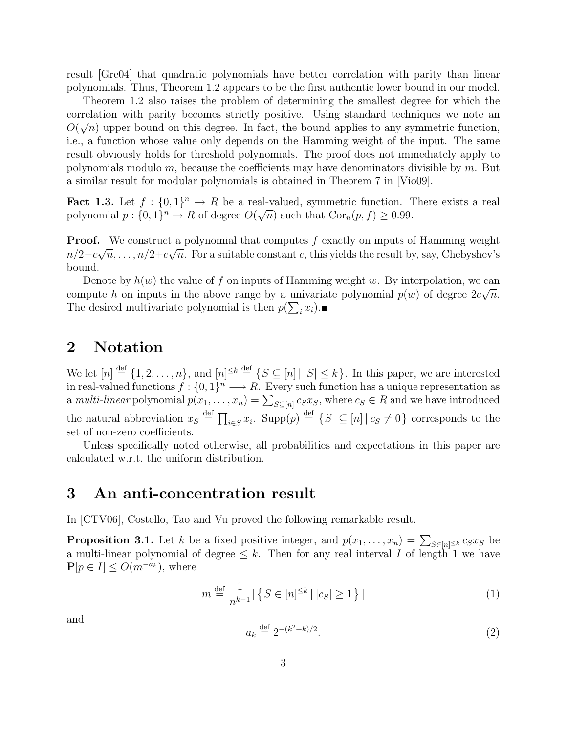result [Gre04] that quadratic polynomials have better correlation with parity than linear polynomials. Thus, Theorem 1.2 appears to be the first authentic lower bound in our model.

Theorem 1.2 also raises the problem of determining the smallest degree for which the correlation with parity becomes strictly positive. Using standard techniques we note an $O(\sqrt{n})$ upper bound on this degree. In fact, the bound applies to any symmetric function, i.e., a function whose value only depends on the Hamming weight of the input. The same result obviously holds for threshold polynomials. The proof does not immediately apply to polynomials modulo $m$, because the coefficients may have denominators divisible by $m$. But a similar result for modular polynomials is obtained in Theorem 7 in [Vio09].

**Fact 1.3.** Let $f : \{0,1\}^n \to R$ be a real-valued, symmetric function. There exists a real polynomial $p : \{0,1\}^n \to R$ of degree $O(\sqrt{n})$ such that $\mathrm{Cor}_n(p, f) \geq 0.99$.

**Proof.** We construct a polynomial that computes $f$ exactly on inputs of Hamming weight $n/2 - c\sqrt{n}, \ldots, n/2 + c\sqrt{n}$. For a suitable constant $c$, this yields the result by, say, Chebyshev's bound.

Denote by $h(w)$ the value of $f$ on inputs of Hamming weight $w$. By interpolation, we can compute $h$ on inputs in the above range by a univariate polynomial $p(w)$ of degree $2c\sqrt{n}$. The desired multivariate polynomial is then $p(\sum_i x_i)$. ■

## 2 Notation

We let $[n] \stackrel{\text{def}}{=} \{1, 2, \ldots, n\}$, and $[n]^{\leq k} \stackrel{\text{def}}{=} \{ S \subseteq [n] \mid |S| \leq k \}$. In this paper, we are interested in real-valued functions $f : \{0,1\}^n \longrightarrow R$. Every such function has a unique representation as a *multi-linear* polynomial $p(x_1, \ldots, x_n) = \sum_{S \subseteq [n]} c_S x_S$, where $c_S \in R$ and we have introduced the natural abbreviation $x_S \stackrel{\text{def}}{=} \prod_{i \in S} x_i$. $\mathrm{Supp}(p) \stackrel{\text{def}}{=} \{ S \subseteq [n] \mid c_S \neq 0 \}$ corresponds to the set of non-zero coefficients.

Unless specifically noted otherwise, all probabilities and expectations in this paper are calculated w.r.t. the uniform distribution.

## 3 An anti-concentration result

In [CTV06], Costello, Tao and Vu proved the following remarkable result.

**Proposition 3.1.** Let $k$ be a fixed positive integer, and $p(x_1, \ldots, x_n) = \sum_{S \in [n]^{\leq k}} c_S x_S$ be a multi-linear polynomial of degree $\leq k$. Then for any real interval $I$ of length 1 we have $\mathbf{P}[p \in I] \leq O(m^{-a_k})$, where

$$m \stackrel{\text{def}}{=} \frac{1}{n^{k-1}} \left| \left\{ S \in [n]^{\leq k} \mid |c_S| \geq 1 \right\} \right| \tag{1}$$

and

$$a_k \stackrel{\text{def}}{=} 2^{-(k^2+k)/2}. \tag{2}$$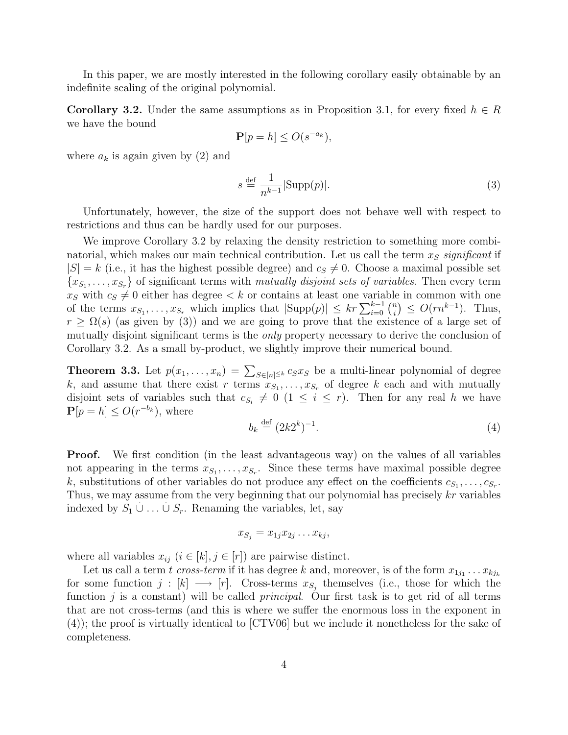In this paper, we are mostly interested in the following corollary easily obtainable by an indefinite scaling of the original polynomial.

**Corollary 3.2.** Under the same assumptions as in Proposition 3.1, for every fixed $h \in R$ we have the bound

$$\mathbf{P}[p = h] \leq O(s^{-a_k}),$$

where $a_k$ is again given by (2) and

$$s \stackrel{\text{def}}{=} \frac{1}{n^{k-1}} |\text{Supp}(p)|. \tag{3}$$

Unfortunately, however, the size of the support does not behave well with respect to restrictions and thus can be hardly used for our purposes.

We improve Corollary 3.2 by relaxing the density restriction to something more combinatorial, which makes our main technical contribution. Let us call the term $x_S$ *significant* if $|S| = k$ (i.e., it has the highest possible degree) and $c_S \neq 0$. Choose a maximal possible set $\{x_{S_1}, \ldots, x_{S_r}\}$ of significant terms with *mutually disjoint sets of variables*. Then every term $x_S$ with $c_S \neq 0$ either has degree $< k$ or contains at least one variable in common with one of the terms $x_{S_1}, \ldots, x_{S_r}$ which implies that $|\text{Supp}(p)| \leq kr \sum_{i=0}^{k-1} \binom{n}{i} \leq O(rn^{k-1})$. Thus, $r \geq \Omega(s)$ (as given by (3)) and we are going to prove that the existence of a large set of mutually disjoint significant terms is the *only* property necessary to derive the conclusion of Corollary 3.2. As a small by-product, we slightly improve their numerical bound.

**Theorem 3.3.** Let $p(x_1, \ldots, x_n) = \sum_{S \in [n]^{\leq k}} c_S x_S$ be a multi-linear polynomial of degree $k$, and assume that there exist $r$ terms $x_{S_1}, \ldots, x_{S_r}$ of degree $k$ each and with mutually disjoint sets of variables such that $c_{S_i} \neq 0$ $(1 \leq i \leq r)$. Then for any real $h$ we have $\mathbf{P}[p = h] \leq O(r^{-b_k})$, where

$$b_k \stackrel{\text{def}}{=} (2k2^k)^{-1}. \tag{4}$$

**Proof.** We first condition (in the least advantageous way) on the values of all variables not appearing in the terms $x_{S_1}, \ldots, x_{S_r}$. Since these terms have maximal possible degree $k$, substitutions of other variables do not produce any effect on the coefficients $c_{S_1}, \ldots, c_{S_r}$. Thus, we may assume from the very beginning that our polynomial has precisely $kr$ variables indexed by $S_1 \dot\cup \ldots \dot\cup S_r$. Renaming the variables, let, say

$$x_{S_j} = x_{1j} x_{2j} \ldots x_{kj},$$

where all variables $x_{ij}$ $(i \in [k], j \in [r])$ are pairwise distinct.

Let us call a term $t$ *cross-term* if it has degree $k$ and, moreover, is of the form $x_{1j_1} \ldots x_{kj_k}$ for some function $j : [k] \longrightarrow [r]$. Cross-terms $x_{S_j}$ themselves (i.e., those for which the function $j$ is a constant) will be called *principal*. Our first task is to get rid of all terms that are not cross-terms (and this is where we suffer the enormous loss in the exponent in (4)); the proof is virtually identical to [CTV06] but we include it nonetheless for the sake of completeness.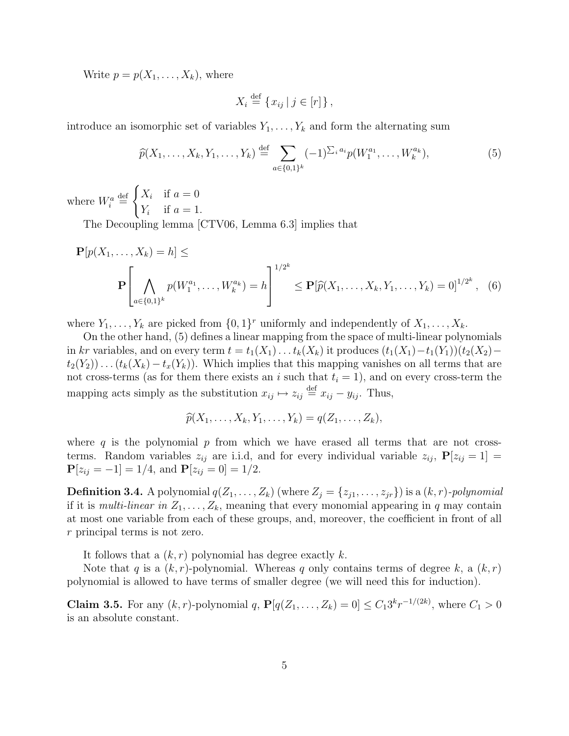Write $p = p(X_1, \dots, X_k)$, where

$$X_i \stackrel{\text{def}}{=} \{ x_{ij} \mid j \in [r] \},$$

introduce an isomorphic set of variables $Y_1, \dots, Y_k$ and form the alternating sum

$$\widehat{p}(X_1, \dots, X_k, Y_1, \dots, Y_k) \stackrel{\text{def}}{=} \sum_{a \in \{0,1\}^k} (-1)^{\sum_i a_i} p(W_1^{a_1}, \dots, W_k^{a_k}), \tag{5}$$

where $W_i^a \stackrel{\text{def}}{=} \begin{cases} X_i & \text{if } a = 0 \\ Y_i & \text{if } a = 1. \end{cases}$

The Decoupling lemma [CTV06, Lemma 6.3] implies that

$$\mathbf{P}[p(X_1, \dots, X_k) = h] \leq \mathbf{P}\left[ \bigwedge_{a \in \{0,1\}^k} p(W_1^{a_1}, \dots, W_k^{a_k}) = h \right]^{1/2^k} \leq \mathbf{P}[\widehat{p}(X_1, \dots, X_k, Y_1, \dots, Y_k) = 0]^{1/2^k}, \tag{6}$$

where $Y_1, \dots, Y_k$ are picked from $\{0,1\}^r$ uniformly and independently of $X_1, \dots, X_k$.

On the other hand, (5) defines a linear mapping from the space of multi-linear polynomials in $kr$ variables, and on every term $t = t_1(X_1) \dots t_k(X_k)$ it produces $(t_1(X_1) - t_1(Y_1))(t_2(X_2) - t_2(Y_2)) \dots (t_k(X_k) - t_x(Y_k))$. Which implies that this mapping vanishes on all terms that are not cross-terms (as for them there exists an $i$ such that $t_i = 1$), and on every cross-term the mapping acts simply as the substitution $x_{ij} \mapsto z_{ij} \stackrel{\text{def}}{=} x_{ij} - y_{ij}$. Thus,

$$\widehat{p}(X_1, \dots, X_k, Y_1, \dots, Y_k) = q(Z_1, \dots, Z_k),$$

where $q$ is the polynomial $p$ from which we have erased all terms that are not cross-terms. Random variables $z_{ij}$ are i.i.d, and for every individual variable $z_{ij}$, $\mathbf{P}[z_{ij} = 1] = \mathbf{P}[z_{ij} = -1] = 1/4$, and $\mathbf{P}[z_{ij} = 0] = 1/2$.

**Definition 3.4.** A polynomial $q(Z_1, \dots, Z_k)$ (where $Z_j = \{z_{j1}, \dots, z_{jr}\}$) is a *$(k,r)$-polynomial* if it is *multi-linear in* $Z_1, \dots, Z_k$, meaning that every monomial appearing in $q$ may contain at most one variable from each of these groups, and, moreover, the coefficient in front of all $r$ principal terms is not zero.

It follows that a $(k,r)$ polynomial has degree exactly $k$.

Note that $q$ is a $(k,r)$-polynomial. Whereas $q$ only contains terms of degree $k$, a $(k,r)$ polynomial is allowed to have terms of smaller degree (we will need this for induction).

**Claim 3.5.** For any $(k,r)$-polynomial $q$, $\mathbf{P}[q(Z_1, \dots, Z_k) = 0] \leq C_1 3^k r^{-1/(2k)}$, where $C_1 > 0$ is an absolute constant.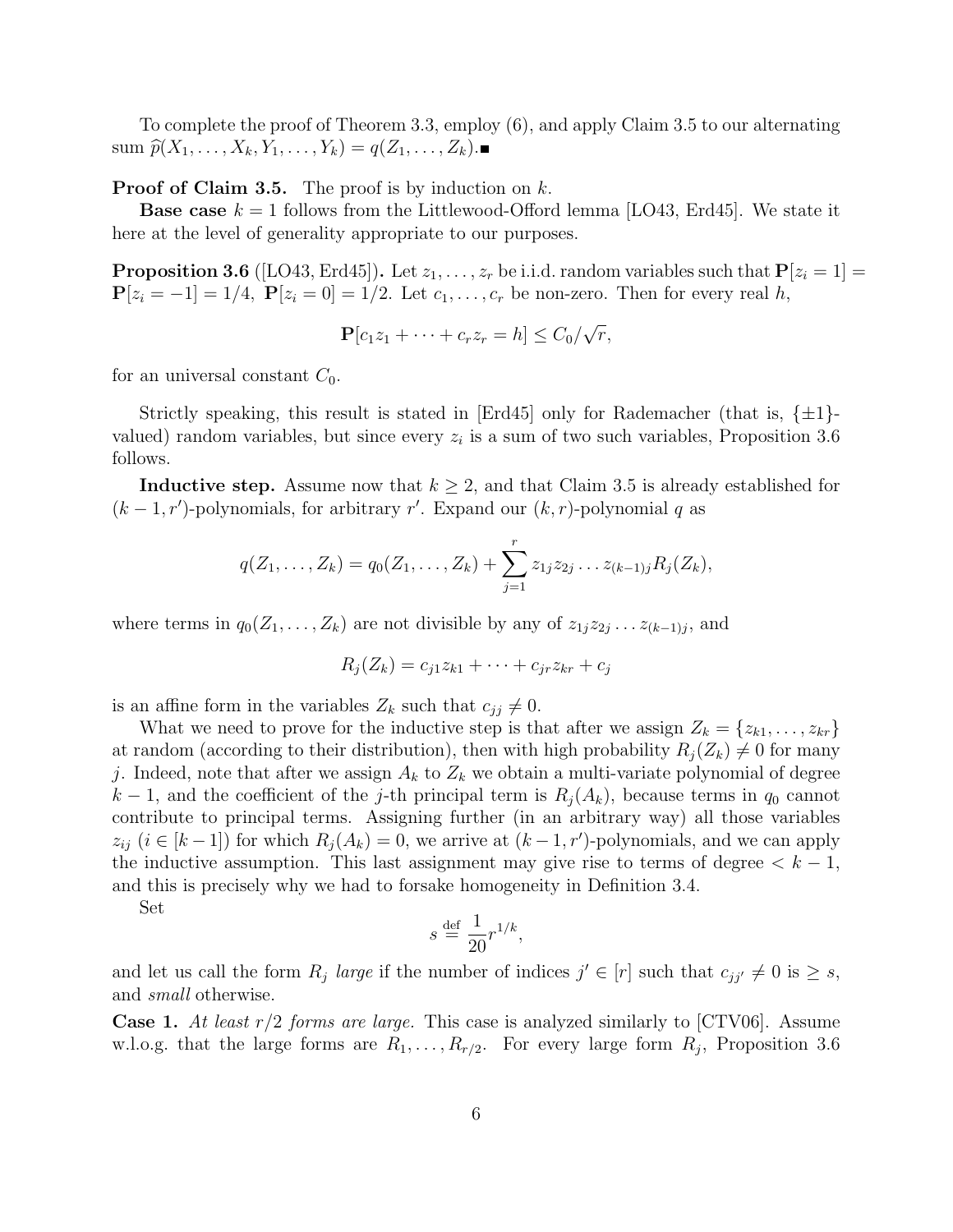To complete the proof of Theorem 3.3, employ (6), and apply Claim 3.5 to our alternating sum $\widehat{p}(X_1, \ldots, X_k, Y_1, \ldots, Y_k) = q(Z_1, \ldots, Z_k)$.■

**Proof of Claim 3.5.** The proof is by induction on $k$.

**Base case** $k = 1$ follows from the Littlewood-Offord lemma [LO43, Erd45]. We state it here at the level of generality appropriate to our purposes.

**Proposition 3.6** ([LO43, Erd45])**.** Let $z_1, \ldots, z_r$ be i.i.d. random variables such that $\mathbf{P}[z_i = 1] = \mathbf{P}[z_i = -1] = 1/4$, $\mathbf{P}[z_i = 0] = 1/2$. Let $c_1, \ldots, c_r$ be non-zero. Then for every real $h$,

$$\mathbf{P}[c_1 z_1 + \cdots + c_r z_r = h] \leq C_0/\sqrt{r},$$

for an universal constant $C_0$.

Strictly speaking, this result is stated in [Erd45] only for Rademacher (that is, $\{\pm 1\}$-valued) random variables, but since every $z_i$ is a sum of two such variables, Proposition 3.6 follows.

**Inductive step.** Assume now that $k \geq 2$, and that Claim 3.5 is already established for $(k-1, r')$-polynomials, for arbitrary $r'$. Expand our $(k, r)$-polynomial $q$ as

$$q(Z_1, \ldots, Z_k) = q_0(Z_1, \ldots, Z_k) + \sum_{j=1}^{r} z_{1j} z_{2j} \ldots z_{(k-1)j} R_j(Z_k),$$

where terms in $q_0(Z_1, \ldots, Z_k)$ are not divisible by any of $z_{1j} z_{2j} \ldots z_{(k-1)j}$, and

$$R_j(Z_k) = c_{j1} z_{k1} + \cdots + c_{jr} z_{kr} + c_j$$

is an affine form in the variables $Z_k$ such that $c_{jj} \neq 0$.

What we need to prove for the inductive step is that after we assign $Z_k = \{z_{k1}, \ldots, z_{kr}\}$ at random (according to their distribution), then with high probability $R_j(Z_k) \neq 0$ for many $j$. Indeed, note that after we assign $A_k$ to $Z_k$ we obtain a multi-variate polynomial of degree $k - 1$, and the coefficient of the $j$-th principal term is $R_j(A_k)$, because terms in $q_0$ cannot contribute to principal terms. Assigning further (in an arbitrary way) all those variables $z_{ij}$ ($i \in [k-1]$) for which $R_j(A_k) = 0$, we arrive at $(k-1, r')$-polynomials, and we can apply the inductive assumption. This last assignment may give rise to terms of degree $< k - 1$, and this is precisely why we had to forsake homogeneity in Definition 3.4.

Set

$$s \stackrel{\text{def}}{=} \frac{1}{20} r^{1/k},$$

and let us call the form $R_j$ *large* if the number of indices $j' \in [r]$ such that $c_{jj'} \neq 0$ is $\geq s$, and *small* otherwise.

**Case 1.** *At least $r/2$ forms are large.* This case is analyzed similarly to [CTV06]. Assume w.l.o.g. that the large forms are $R_1, \ldots, R_{r/2}$. For every large form $R_j$, Proposition 3.6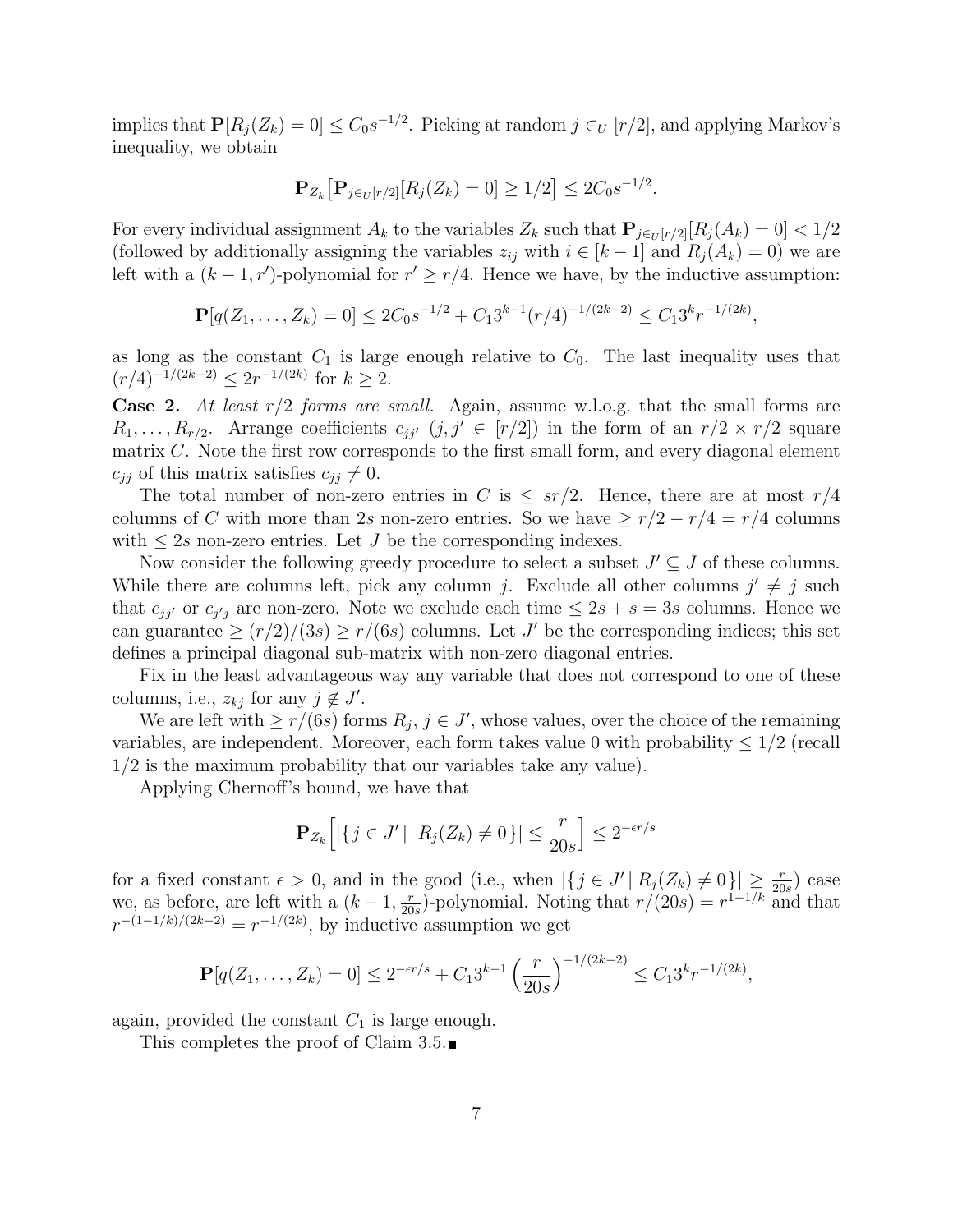implies that $\mathbf{P}[R_j(Z_k) = 0] \leq C_0 s^{-1/2}$. Picking at random $j \in_U [r/2]$, and applying Markov's inequality, we obtain

$$\mathbf{P}_{Z_k}\big[\mathbf{P}_{j \in_U [r/2]}[R_j(Z_k) = 0] \geq 1/2\big] \leq 2C_0 s^{-1/2}.$$

For every individual assignment $A_k$ to the variables $Z_k$ such that $\mathbf{P}_{j \in_U [r/2]}[R_j(A_k) = 0] < 1/2$ (followed by additionally assigning the variables $z_{ij}$ with $i \in [k-1]$ and $R_j(A_k) = 0$) we are left with a $(k-1, r')$-polynomial for $r' \geq r/4$. Hence we have, by the inductive assumption:

$$\mathbf{P}[q(Z_1, \ldots, Z_k) = 0] \leq 2C_0 s^{-1/2} + C_1 3^{k-1}(r/4)^{-1/(2k-2)} \leq C_1 3^k r^{-1/(2k)},$$

as long as the constant $C_1$ is large enough relative to $C_0$. The last inequality uses that $(r/4)^{-1/(2k-2)} \leq 2r^{-1/(2k)}$ for $k \geq 2$.

**Case 2.** *At least $r/2$ forms are small.* Again, assume w.l.o.g. that the small forms are $R_1, \ldots, R_{r/2}$. Arrange coefficients $c_{jj'}$ ($j, j' \in [r/2]$) in the form of an $r/2 \times r/2$ square matrix $C$. Note the first row corresponds to the first small form, and every diagonal element $c_{jj}$ of this matrix satisfies $c_{jj} \neq 0$.

The total number of non-zero entries in $C$ is $\leq sr/2$. Hence, there are at most $r/4$ columns of $C$ with more than $2s$ non-zero entries. So we have $\geq r/2 - r/4 = r/4$ columns with $\leq 2s$ non-zero entries. Let $J$ be the corresponding indexes.

Now consider the following greedy procedure to select a subset $J' \subseteq J$ of these columns. While there are columns left, pick any column $j$. Exclude all other columns $j' \neq j$ such that $c_{jj'}$ or $c_{j'j}$ are non-zero. Note we exclude each time $\leq 2s + s = 3s$ columns. Hence we can guarantee $\geq (r/2)/(3s) \geq r/(6s)$ columns. Let $J'$ be the corresponding indices; this set defines a principal diagonal sub-matrix with non-zero diagonal entries.

Fix in the least advantageous way any variable that does not correspond to one of these columns, i.e., $z_{kj}$ for any $j \notin J'$.

We are left with $\geq r/(6s)$ forms $R_j$, $j \in J'$, whose values, over the choice of the remaining variables, are independent. Moreover, each form takes value 0 with probability $\leq 1/2$ (recall $1/2$ is the maximum probability that our variables take any value).

Applying Chernoff's bound, we have that

$$\mathbf{P}_{Z_k}\left[|\{j \in J' \mid R_j(Z_k) \neq 0\}| \leq \frac{r}{20s}\right] \leq 2^{-\epsilon r/s}$$

for a fixed constant $\epsilon > 0$, and in the good (i.e., when $|\{j \in J' \mid R_j(Z_k) \neq 0\}| \geq \frac{r}{20s}$) case we, as before, are left with a $(k-1, \frac{r}{20s})$-polynomial. Noting that $r/(20s) = r^{1-1/k}$ and that $r^{-(1-1/k)/(2k-2)} = r^{-1/(2k)}$, by inductive assumption we get

$$\mathbf{P}[q(Z_1, \ldots, Z_k) = 0] \leq 2^{-\epsilon r/s} + C_1 3^{k-1}\left(\frac{r}{20s}\right)^{-1/(2k-2)} \leq C_1 3^k r^{-1/(2k)},$$

again, provided the constant $C_1$ is large enough.

This completes the proof of Claim 3.5. ∎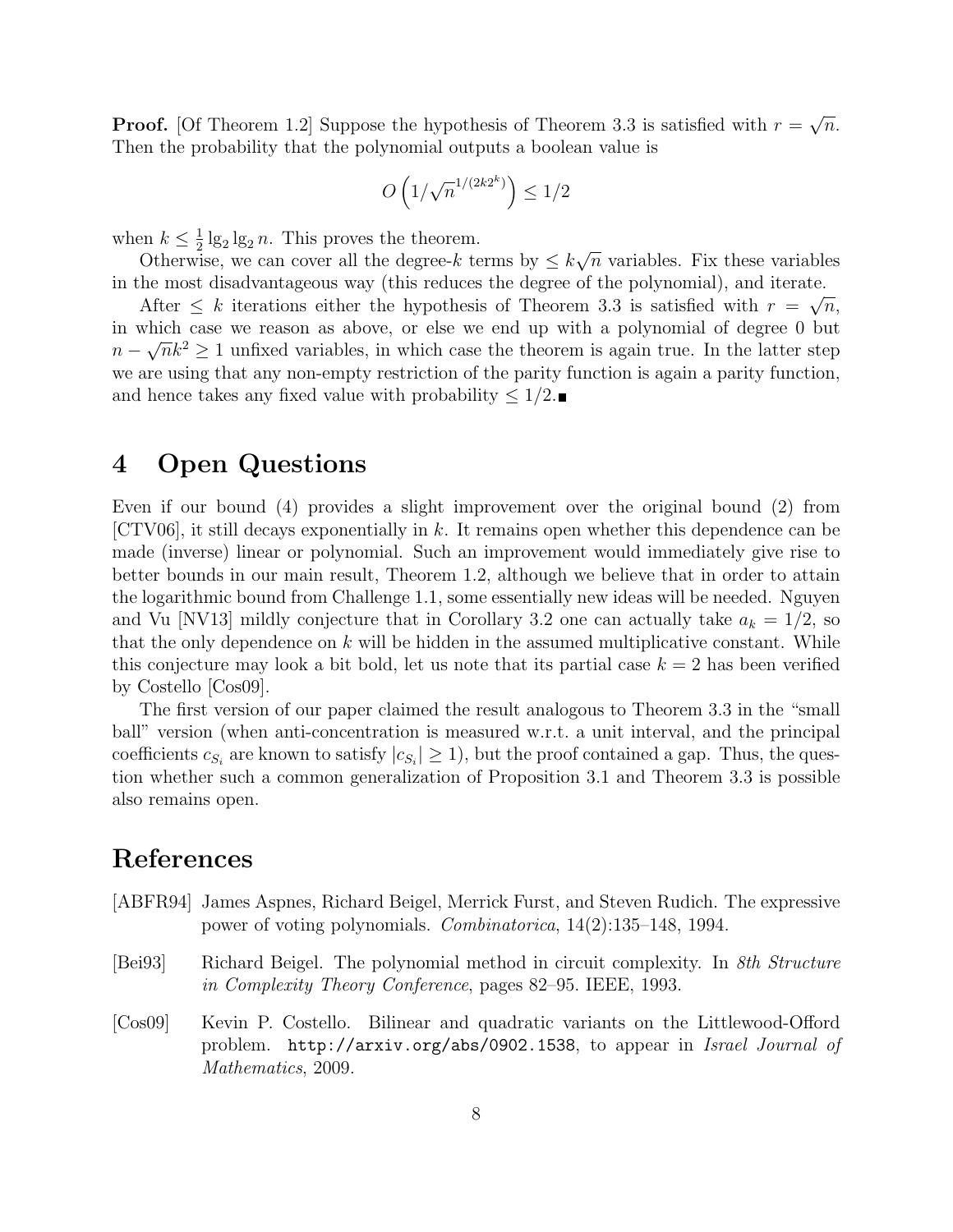**Proof.** [Of Theorem 1.2] Suppose the hypothesis of Theorem 3.3 is satisfied with $r = \sqrt{n}$. Then the probability that the polynomial outputs a boolean value is

$$O\left(1/\sqrt{n}^{1/(2k2^k)}\right) \leq 1/2$$

when $k \leq \frac{1}{2} \lg_2 \lg_2 n$. This proves the theorem.

Otherwise, we can cover all the degree-$k$ terms by $\leq k\sqrt{n}$ variables. Fix these variables in the most disadvantageous way (this reduces the degree of the polynomial), and iterate.

After $\leq k$ iterations either the hypothesis of Theorem 3.3 is satisfied with $r = \sqrt{n}$, in which case we reason as above, or else we end up with a polynomial of degree 0 but $n - \sqrt{n}k^2 \geq 1$ unfixed variables, in which case the theorem is again true. In the latter step we are using that any non-empty restriction of the parity function is again a parity function, and hence takes any fixed value with probability $\leq 1/2$. ■

# 4 Open Questions

Even if our bound (4) provides a slight improvement over the original bound (2) from [CTV06], it still decays exponentially in $k$. It remains open whether this dependence can be made (inverse) linear or polynomial. Such an improvement would immediately give rise to better bounds in our main result, Theorem 1.2, although we believe that in order to attain the logarithmic bound from Challenge 1.1, some essentially new ideas will be needed. Nguyen and Vu [NV13] mildly conjecture that in Corollary 3.2 one can actually take $a_k = 1/2$, so that the only dependence on $k$ will be hidden in the assumed multiplicative constant. While this conjecture may look a bit bold, let us note that its partial case $k = 2$ has been verified by Costello [Cos09].

The first version of our paper claimed the result analogous to Theorem 3.3 in the "small ball" version (when anti-concentration is measured w.r.t. a unit interval, and the principal coefficients $c_{S_i}$ are known to satisfy $|c_{S_i}| \geq 1$), but the proof contained a gap. Thus, the question whether such a common generalization of Proposition 3.1 and Theorem 3.3 is possible also remains open.

# References

[ABFR94] James Aspnes, Richard Beigel, Merrick Furst, and Steven Rudich. The expressive power of voting polynomials. *Combinatorica*, 14(2):135–148, 1994.

[Bei93] Richard Beigel. The polynomial method in circuit complexity. In *8th Structure in Complexity Theory Conference*, pages 82–95. IEEE, 1993.

[Cos09] Kevin P. Costello. Bilinear and quadratic variants on the Littlewood-Offord problem. `http://arxiv.org/abs/0902.1538`, to appear in *Israel Journal of Mathematics*, 2009.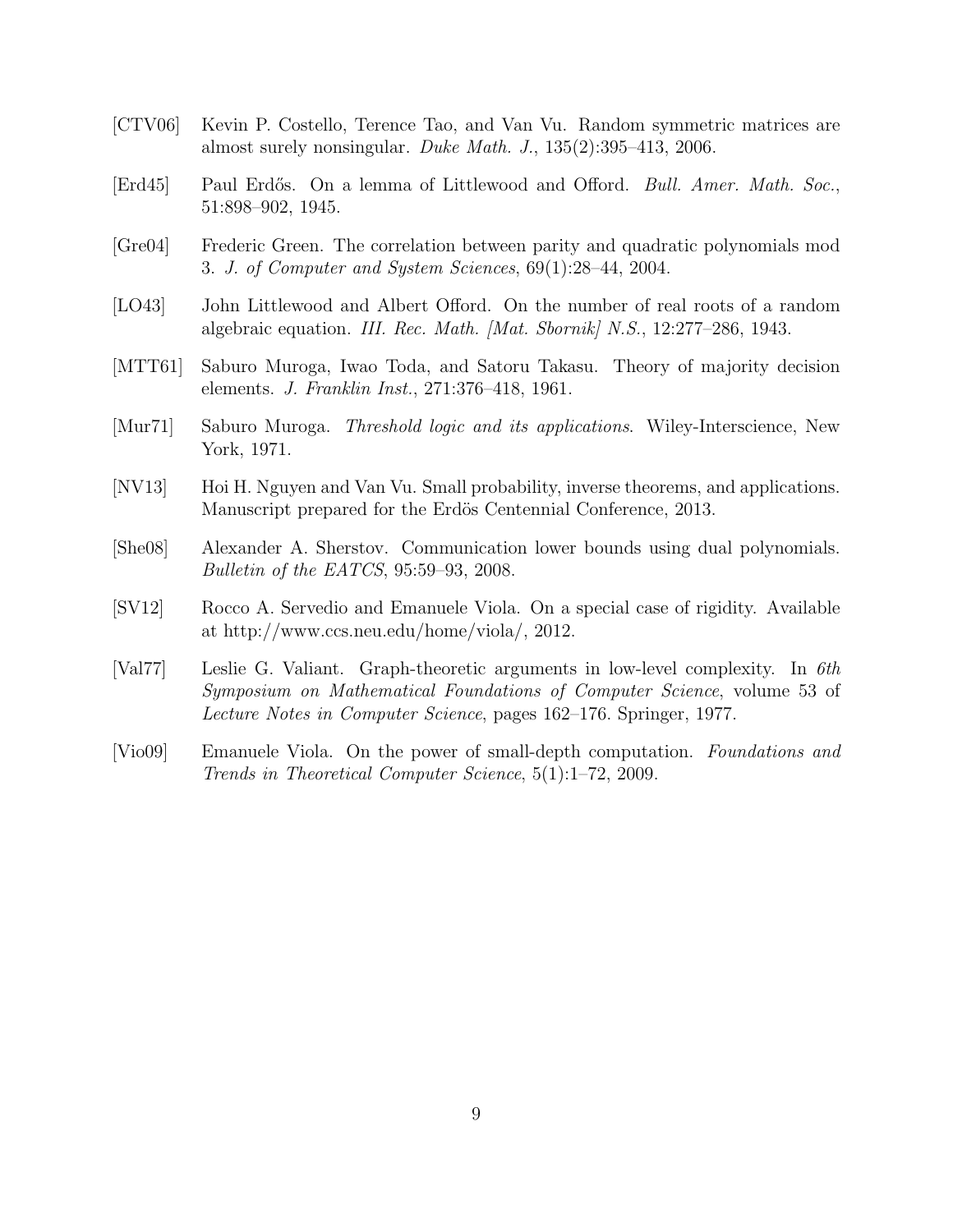[CTV06] Kevin P. Costello, Terence Tao, and Van Vu. Random symmetric matrices are almost surely nonsingular. *Duke Math. J.*, 135(2):395–413, 2006.

[Erd45] Paul Erdős. On a lemma of Littlewood and Offord. *Bull. Amer. Math. Soc.*, 51:898–902, 1945.

[Gre04] Frederic Green. The correlation between parity and quadratic polynomials mod 3. *J. of Computer and System Sciences*, 69(1):28–44, 2004.

[LO43] John Littlewood and Albert Offord. On the number of real roots of a random algebraic equation. *III. Rec. Math. [Mat. Sbornik] N.S.*, 12:277–286, 1943.

[MTT61] Saburo Muroga, Iwao Toda, and Satoru Takasu. Theory of majority decision elements. *J. Franklin Inst.*, 271:376–418, 1961.

[Mur71] Saburo Muroga. *Threshold logic and its applications*. Wiley-Interscience, New York, 1971.

[NV13] Hoi H. Nguyen and Van Vu. Small probability, inverse theorems, and applications. Manuscript prepared for the Erdös Centennial Conference, 2013.

[She08] Alexander A. Sherstov. Communication lower bounds using dual polynomials. *Bulletin of the EATCS*, 95:59–93, 2008.

[SV12] Rocco A. Servedio and Emanuele Viola. On a special case of rigidity. Available at http://www.ccs.neu.edu/home/viola/, 2012.

[Val77] Leslie G. Valiant. Graph-theoretic arguments in low-level complexity. In *6th Symposium on Mathematical Foundations of Computer Science*, volume 53 of *Lecture Notes in Computer Science*, pages 162–176. Springer, 1977.

[Vio09] Emanuele Viola. On the power of small-depth computation. *Foundations and Trends in Theoretical Computer Science*, 5(1):1–72, 2009.